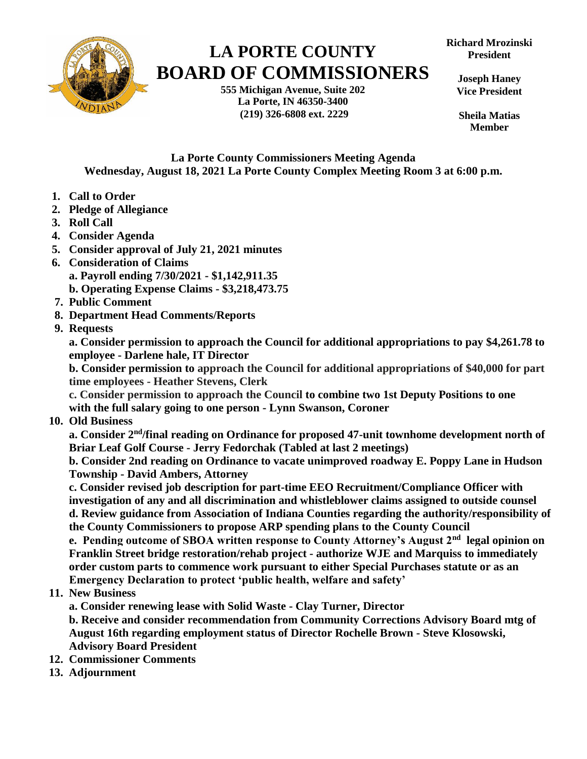# LA PORTE COUNTY BOARD OF COMMISSIONERS

**555 Michigan Avenue, Suite 202**
**La Porte, IN 46350-3400**
**(219) 326-6808 ext. 2229**

**Richard Mrozinski**
**President**

**Joseph Haney**
**Vice President**

**Sheila Matias**
**Member**

**La Porte County Commissioners Meeting Agenda**
**Wednesday, August 18, 2021 La Porte County Complex Meeting Room 3 at 6:00 p.m.**

1. **Call to Order**
2. **Pledge of Allegiance**
3. **Roll Call**
4. **Consider Agenda**
5. **Consider approval of July 21, 2021 minutes**
6. **Consideration of Claims**
   **a. Payroll ending 7/30/2021 - $1,142,911.35**
   **b. Operating Expense Claims - $3,218,473.75**
7. **Public Comment**
8. **Department Head Comments/Reports**
9. **Requests**
   **a. Consider permission to approach the Council for additional appropriations to pay $4,261.78 to employee - Darlene hale, IT Director**
   **b. Consider permission to approach the Council for additional appropriations of $40,000 for part time employees - Heather Stevens, Clerk**
   **c. Consider permission to approach the Council to combine two 1st Deputy Positions to one with the full salary going to one person - Lynn Swanson, Coroner**
10. **Old Business**
    **a. Consider 2nd/final reading on Ordinance for proposed 47-unit townhome development north of Briar Leaf Golf Course - Jerry Fedorchak (Tabled at last 2 meetings)**
    **b. Consider 2nd reading on Ordinance to vacate unimproved roadway E. Poppy Lane in Hudson Township - David Ambers, Attorney**
    **c. Consider revised job description for part-time EEO Recruitment/Compliance Officer with investigation of any and all discrimination and whistleblower claims assigned to outside counsel**
    **d. Review guidance from Association of Indiana Counties regarding the authority/responsibility of the County Commissioners to propose ARP spending plans to the County Council**
    **e. Pending outcome of SBOA written response to County Attorney's August 2nd legal opinion on Franklin Street bridge restoration/rehab project - authorize WJE and Marquiss to immediately order custom parts to commence work pursuant to either Special Purchases statute or as an Emergency Declaration to protect 'public health, welfare and safety'**
11. **New Business**
    **a. Consider renewing lease with Solid Waste - Clay Turner, Director**
    **b. Receive and consider recommendation from Community Corrections Advisory Board mtg of August 16th regarding employment status of Director Rochelle Brown - Steve Klosowski, Advisory Board President**
12. **Commissioner Comments**
13. **Adjournment**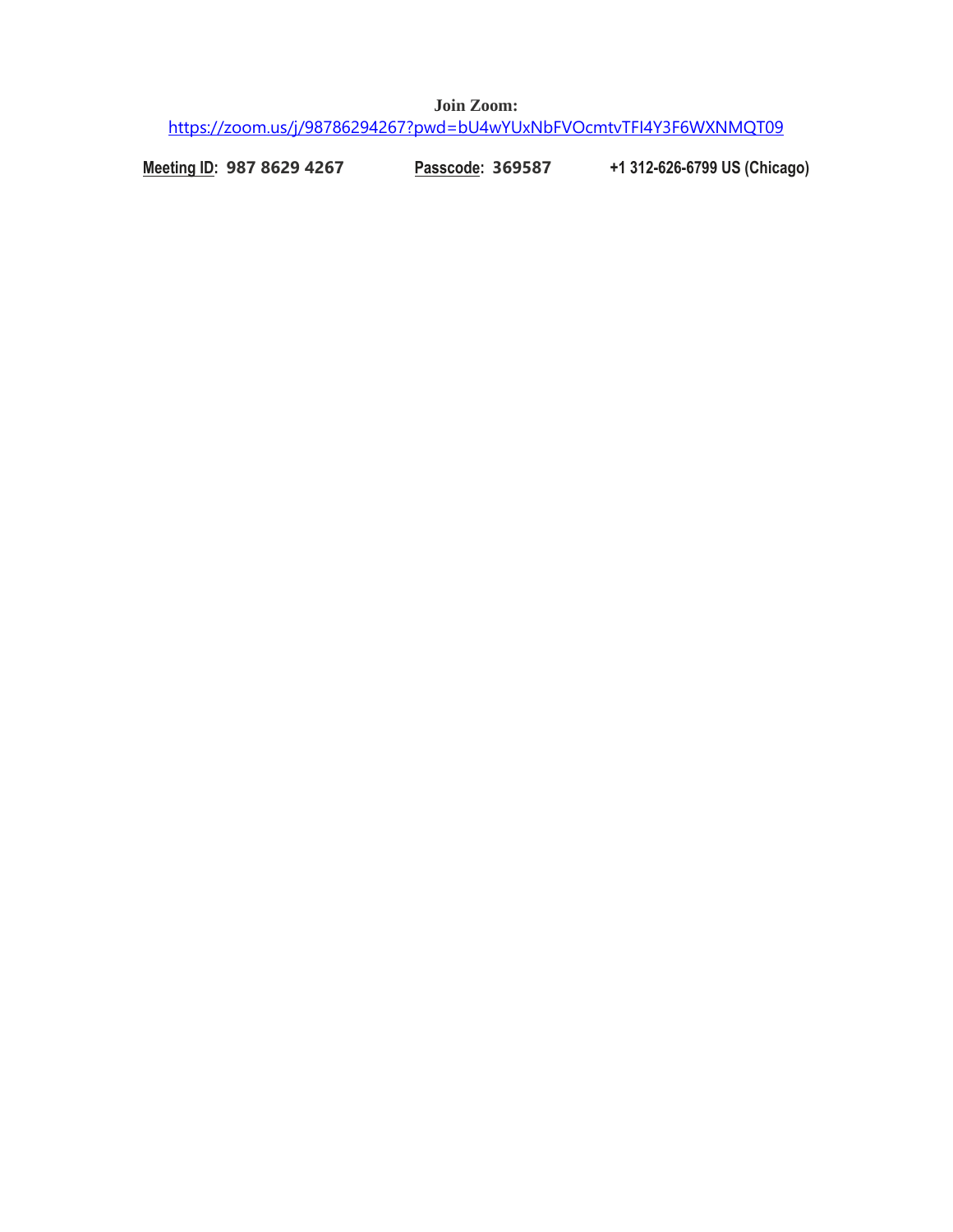**Join Zoom:**

https://zoom.us/j/98786294267?pwd=bU4wYUxNbFVOcmtvTFI4Y3F6WXNMQT09

**Meeting ID: 987 8629 4267** **Passcode: 369587** **+1 312-626-6799 US (Chicago)**